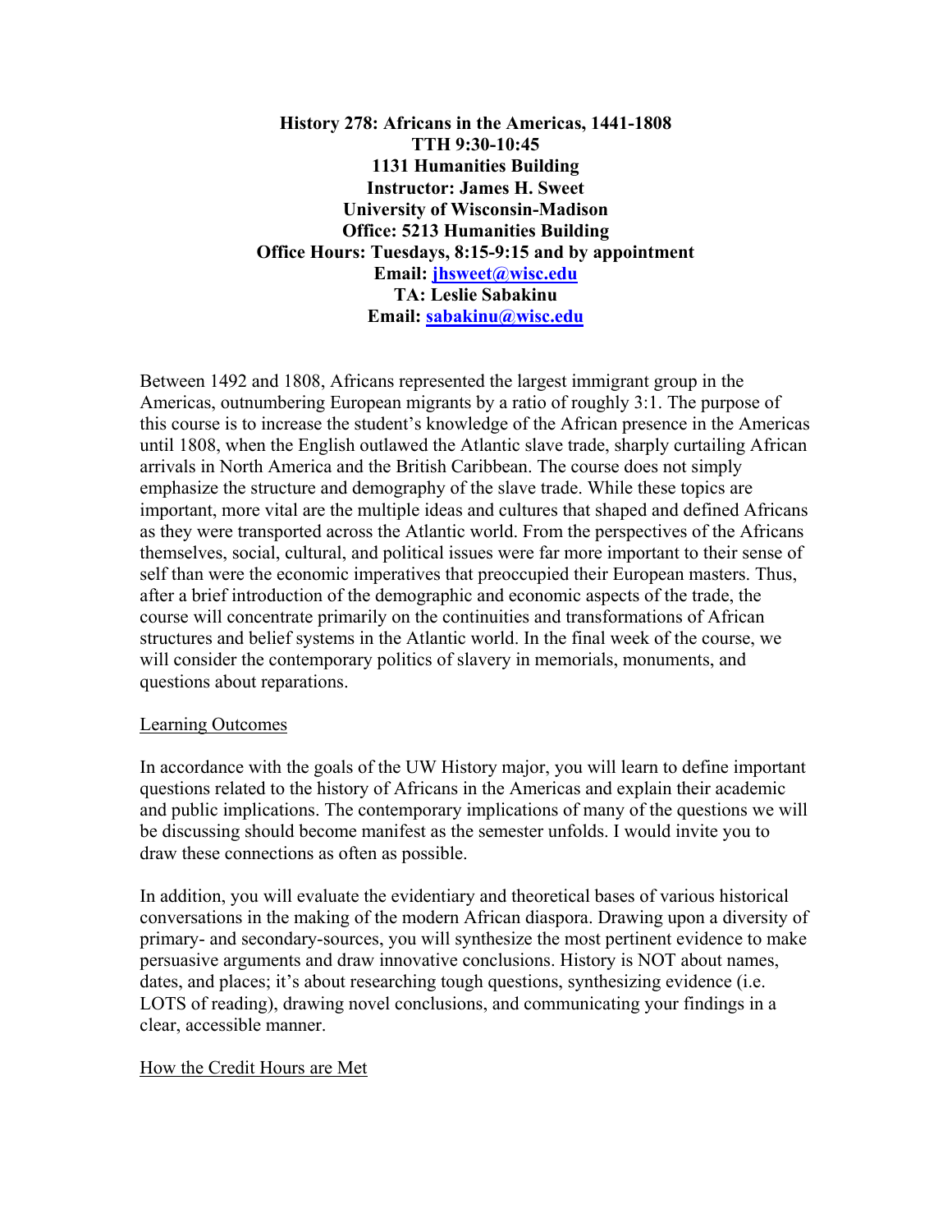**History 278: Africans in the Americas, 1441-1808**
**TTH 9:30-10:45**
**1131 Humanities Building**
**Instructor: James H. Sweet**
**University of Wisconsin-Madison**
**Office: 5213 Humanities Building**
**Office Hours: Tuesdays, 8:15-9:15 and by appointment**
**Email: jhsweet@wisc.edu**
**TA: Leslie Sabakinu**
**Email: sabakinu@wisc.edu**

Between 1492 and 1808, Africans represented the largest immigrant group in the Americas, outnumbering European migrants by a ratio of roughly 3:1. The purpose of this course is to increase the student's knowledge of the African presence in the Americas until 1808, when the English outlawed the Atlantic slave trade, sharply curtailing African arrivals in North America and the British Caribbean. The course does not simply emphasize the structure and demography of the slave trade. While these topics are important, more vital are the multiple ideas and cultures that shaped and defined Africans as they were transported across the Atlantic world. From the perspectives of the Africans themselves, social, cultural, and political issues were far more important to their sense of self than were the economic imperatives that preoccupied their European masters. Thus, after a brief introduction of the demographic and economic aspects of the trade, the course will concentrate primarily on the continuities and transformations of African structures and belief systems in the Atlantic world. In the final week of the course, we will consider the contemporary politics of slavery in memorials, monuments, and questions about reparations.

## Learning Outcomes

In accordance with the goals of the UW History major, you will learn to define important questions related to the history of Africans in the Americas and explain their academic and public implications. The contemporary implications of many of the questions we will be discussing should become manifest as the semester unfolds. I would invite you to draw these connections as often as possible.

In addition, you will evaluate the evidentiary and theoretical bases of various historical conversations in the making of the modern African diaspora. Drawing upon a diversity of primary- and secondary-sources, you will synthesize the most pertinent evidence to make persuasive arguments and draw innovative conclusions. History is NOT about names, dates, and places; it's about researching tough questions, synthesizing evidence (i.e. LOTS of reading), drawing novel conclusions, and communicating your findings in a clear, accessible manner.

## How the Credit Hours are Met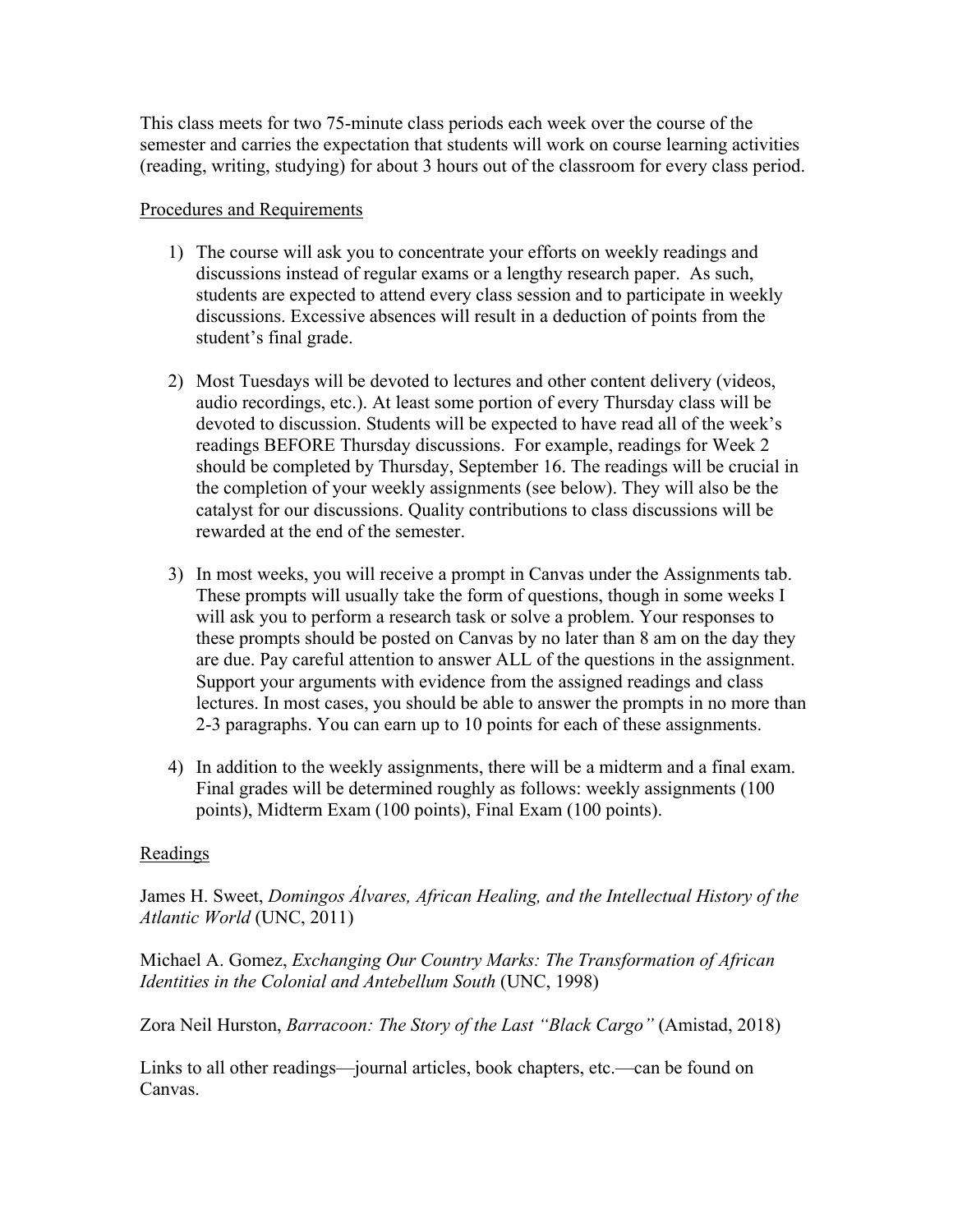This class meets for two 75-minute class periods each week over the course of the semester and carries the expectation that students will work on course learning activities (reading, writing, studying) for about 3 hours out of the classroom for every class period.

## Procedures and Requirements

1) The course will ask you to concentrate your efforts on weekly readings and discussions instead of regular exams or a lengthy research paper. As such, students are expected to attend every class session and to participate in weekly discussions. Excessive absences will result in a deduction of points from the student's final grade.

2) Most Tuesdays will be devoted to lectures and other content delivery (videos, audio recordings, etc.). At least some portion of every Thursday class will be devoted to discussion. Students will be expected to have read all of the week's readings BEFORE Thursday discussions. For example, readings for Week 2 should be completed by Thursday, September 16. The readings will be crucial in the completion of your weekly assignments (see below). They will also be the catalyst for our discussions. Quality contributions to class discussions will be rewarded at the end of the semester.

3) In most weeks, you will receive a prompt in Canvas under the Assignments tab. These prompts will usually take the form of questions, though in some weeks I will ask you to perform a research task or solve a problem. Your responses to these prompts should be posted on Canvas by no later than 8 am on the day they are due. Pay careful attention to answer ALL of the questions in the assignment. Support your arguments with evidence from the assigned readings and class lectures. In most cases, you should be able to answer the prompts in no more than 2-3 paragraphs. You can earn up to 10 points for each of these assignments.

4) In addition to the weekly assignments, there will be a midterm and a final exam. Final grades will be determined roughly as follows: weekly assignments (100 points), Midterm Exam (100 points), Final Exam (100 points).

## Readings

James H. Sweet, *Domingos Álvares, African Healing, and the Intellectual History of the Atlantic World* (UNC, 2011)

Michael A. Gomez, *Exchanging Our Country Marks: The Transformation of African Identities in the Colonial and Antebellum South* (UNC, 1998)

Zora Neil Hurston, *Barracoon: The Story of the Last "Black Cargo"* (Amistad, 2018)

Links to all other readings—journal articles, book chapters, etc.—can be found on Canvas.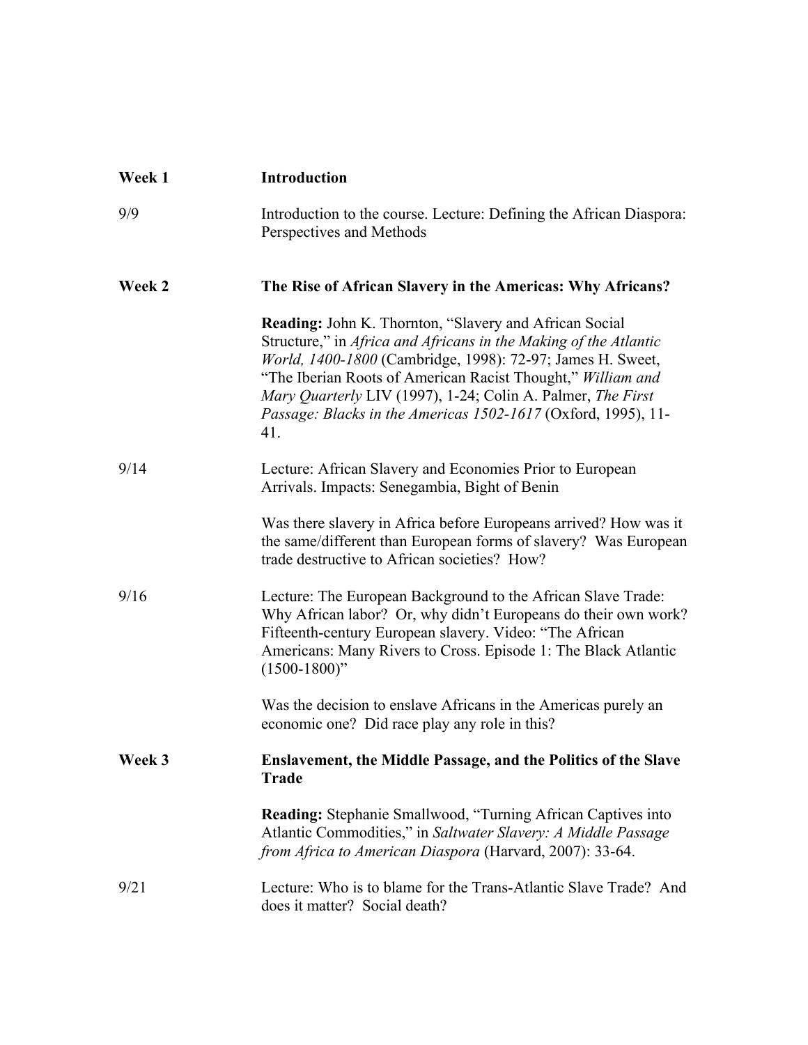**Week 1** **Introduction**

9/9 Introduction to the course. Lecture: Defining the African Diaspora: Perspectives and Methods

**Week 2** **The Rise of African Slavery in the Americas: Why Africans?**

**Reading:** John K. Thornton, "Slavery and African Social Structure," in *Africa and Africans in the Making of the Atlantic World, 1400-1800* (Cambridge, 1998): 72-97; James H. Sweet, "The Iberian Roots of American Racist Thought," *William and Mary Quarterly* LIV (1997), 1-24; Colin A. Palmer, *The First Passage: Blacks in the Americas 1502-1617* (Oxford, 1995), 11-41.

9/14 Lecture: African Slavery and Economies Prior to European Arrivals. Impacts: Senegambia, Bight of Benin

Was there slavery in Africa before Europeans arrived? How was it the same/different than European forms of slavery? Was European trade destructive to African societies? How?

9/16 Lecture: The European Background to the African Slave Trade: Why African labor? Or, why didn't Europeans do their own work? Fifteenth-century European slavery. Video: "The African Americans: Many Rivers to Cross. Episode 1: The Black Atlantic (1500-1800)"

Was the decision to enslave Africans in the Americas purely an economic one? Did race play any role in this?

**Week 3** **Enslavement, the Middle Passage, and the Politics of the Slave Trade**

**Reading:** Stephanie Smallwood, "Turning African Captives into Atlantic Commodities," in *Saltwater Slavery: A Middle Passage from Africa to American Diaspora* (Harvard, 2007): 33-64.

9/21 Lecture: Who is to blame for the Trans-Atlantic Slave Trade? And does it matter? Social death?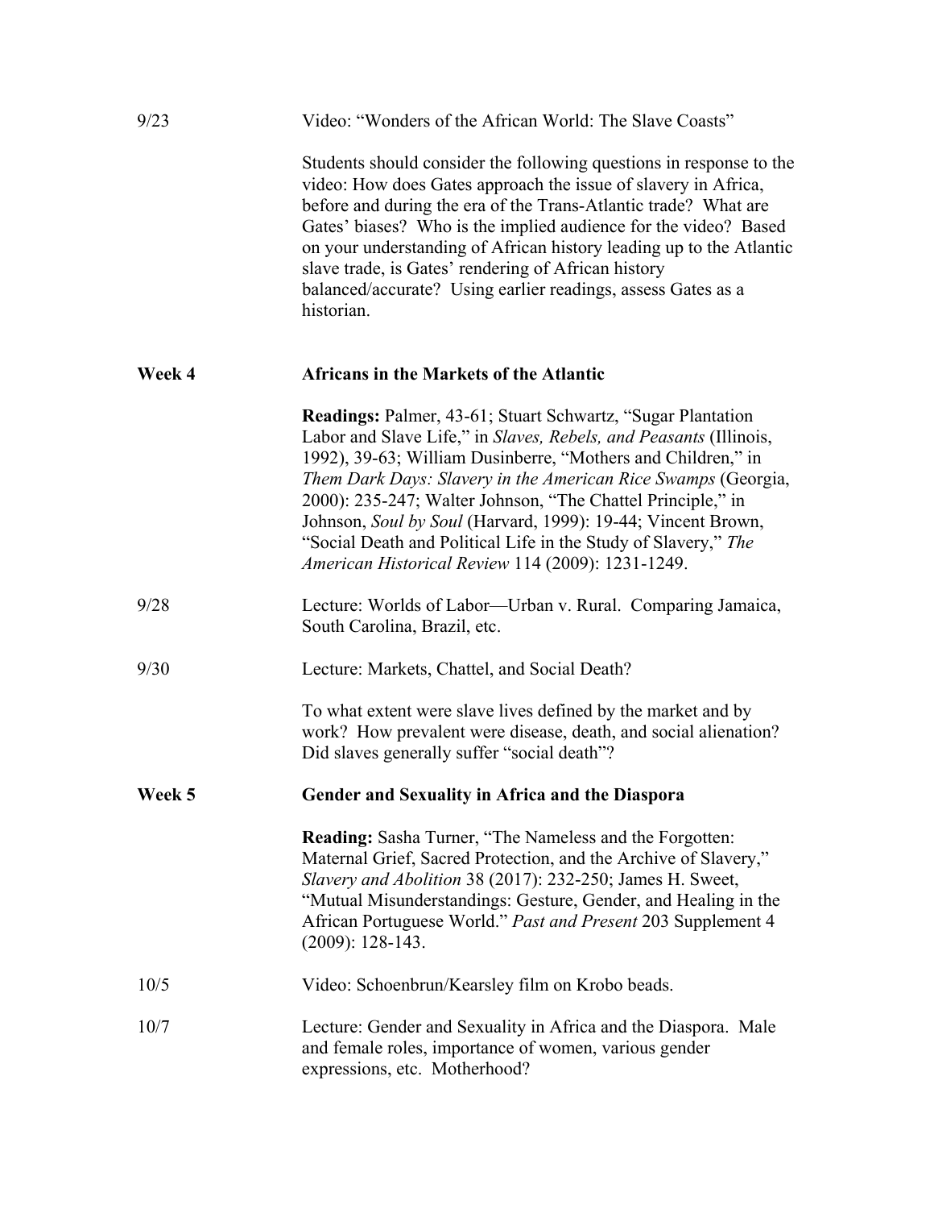9/23 Video: "Wonders of the African World: The Slave Coasts"

Students should consider the following questions in response to the video: How does Gates approach the issue of slavery in Africa, before and during the era of the Trans-Atlantic trade? What are Gates' biases? Who is the implied audience for the video? Based on your understanding of African history leading up to the Atlantic slave trade, is Gates' rendering of African history balanced/accurate? Using earlier readings, assess Gates as a historian.

**Week 4 Africans in the Markets of the Atlantic**

**Readings:** Palmer, 43-61; Stuart Schwartz, "Sugar Plantation Labor and Slave Life," in *Slaves, Rebels, and Peasants* (Illinois, 1992), 39-63; William Dusinberre, "Mothers and Children," in *Them Dark Days: Slavery in the American Rice Swamps* (Georgia, 2000): 235-247; Walter Johnson, "The Chattel Principle," in Johnson, *Soul by Soul* (Harvard, 1999): 19-44; Vincent Brown, "Social Death and Political Life in the Study of Slavery," *The American Historical Review* 114 (2009): 1231-1249.

9/28 Lecture: Worlds of Labor—Urban v. Rural. Comparing Jamaica, South Carolina, Brazil, etc.

9/30 Lecture: Markets, Chattel, and Social Death?

To what extent were slave lives defined by the market and by work? How prevalent were disease, death, and social alienation? Did slaves generally suffer "social death"?

**Week 5 Gender and Sexuality in Africa and the Diaspora**

**Reading:** Sasha Turner, "The Nameless and the Forgotten: Maternal Grief, Sacred Protection, and the Archive of Slavery," *Slavery and Abolition* 38 (2017): 232-250; James H. Sweet, "Mutual Misunderstandings: Gesture, Gender, and Healing in the African Portuguese World." *Past and Present* 203 Supplement 4 (2009): 128-143.

10/5 Video: Schoenbrun/Kearsley film on Krobo beads.

10/7 Lecture: Gender and Sexuality in Africa and the Diaspora. Male and female roles, importance of women, various gender expressions, etc. Motherhood?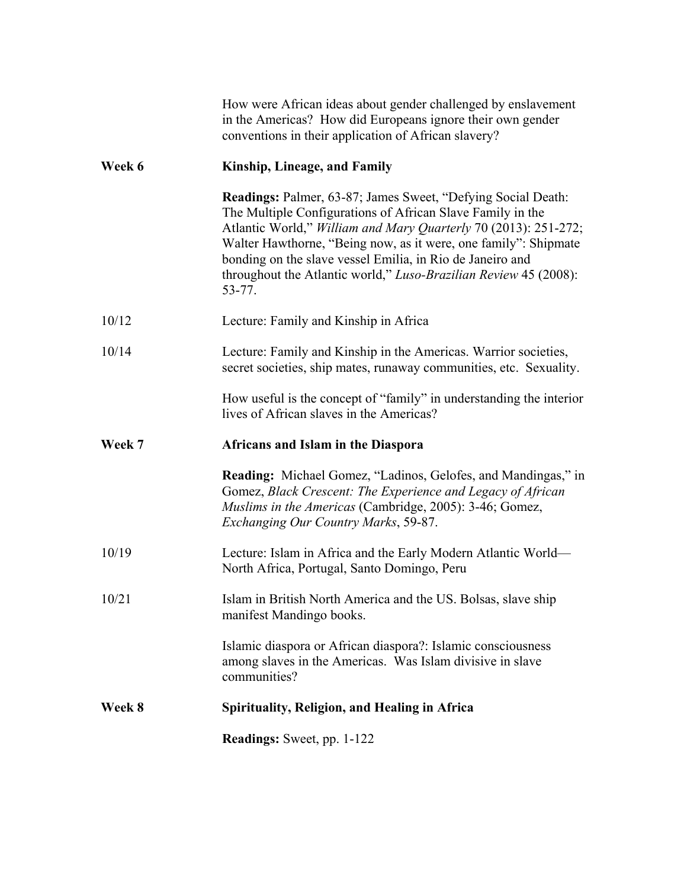How were African ideas about gender challenged by enslavement in the Americas? How did Europeans ignore their own gender conventions in their application of African slavery?

**Week 6** **Kinship, Lineage, and Family**

**Readings:** Palmer, 63-87; James Sweet, "Defying Social Death: The Multiple Configurations of African Slave Family in the Atlantic World," *William and Mary Quarterly* 70 (2013): 251-272; Walter Hawthorne, "Being now, as it were, one family": Shipmate bonding on the slave vessel Emilia, in Rio de Janeiro and throughout the Atlantic world," *Luso-Brazilian Review* 45 (2008): 53-77.

10/12 Lecture: Family and Kinship in Africa

10/14 Lecture: Family and Kinship in the Americas. Warrior societies, secret societies, ship mates, runaway communities, etc. Sexuality.

How useful is the concept of "family" in understanding the interior lives of African slaves in the Americas?

**Week 7** **Africans and Islam in the Diaspora**

**Reading:** Michael Gomez, "Ladinos, Gelofes, and Mandingas," in Gomez, *Black Crescent: The Experience and Legacy of African Muslims in the Americas* (Cambridge, 2005): 3-46; Gomez, *Exchanging Our Country Marks*, 59-87.

10/19 Lecture: Islam in Africa and the Early Modern Atlantic World—North Africa, Portugal, Santo Domingo, Peru

10/21 Islam in British North America and the US. Bolsas, slave ship manifest Mandingo books.

Islamic diaspora or African diaspora?: Islamic consciousness among slaves in the Americas. Was Islam divisive in slave communities?

**Week 8** **Spirituality, Religion, and Healing in Africa**

**Readings:** Sweet, pp. 1-122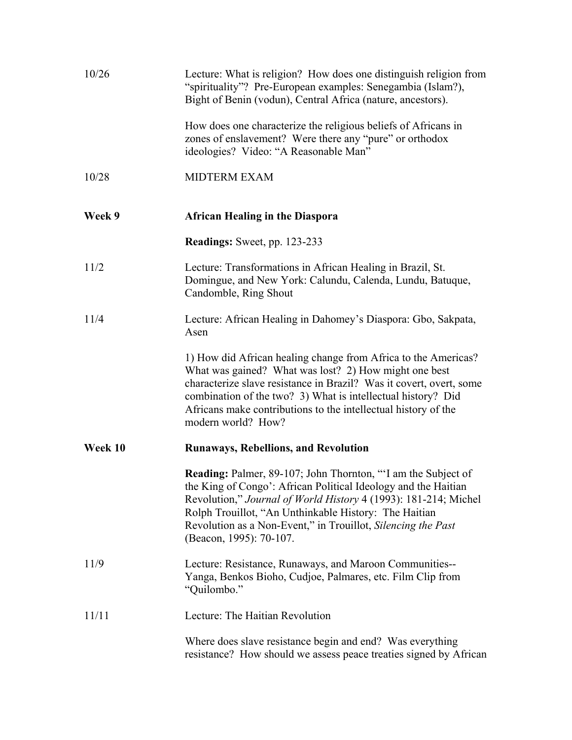10/26 Lecture: What is religion? How does one distinguish religion from "spirituality"? Pre-European examples: Senegambia (Islam?), Bight of Benin (vodun), Central Africa (nature, ancestors).

How does one characterize the religious beliefs of Africans in zones of enslavement? Were there any "pure" or orthodox ideologies? Video: "A Reasonable Man"

10/28 MIDTERM EXAM

**Week 9** **African Healing in the Diaspora**

**Readings:** Sweet, pp. 123-233

11/2 Lecture: Transformations in African Healing in Brazil, St. Domingue, and New York: Calundu, Calenda, Lundu, Batuque, Candomble, Ring Shout

11/4 Lecture: African Healing in Dahomey's Diaspora: Gbo, Sakpata, Asen

1) How did African healing change from Africa to the Americas? What was gained? What was lost? 2) How might one best characterize slave resistance in Brazil? Was it covert, overt, some combination of the two? 3) What is intellectual history? Did Africans make contributions to the intellectual history of the modern world? How?

**Week 10** **Runaways, Rebellions, and Revolution**

**Reading:** Palmer, 89-107; John Thornton, "'I am the Subject of the King of Congo': African Political Ideology and the Haitian Revolution," *Journal of World History* 4 (1993): 181-214; Michel Rolph Trouillot, "An Unthinkable History: The Haitian Revolution as a Non-Event," in Trouillot, *Silencing the Past* (Beacon, 1995): 70-107.

11/9 Lecture: Resistance, Runaways, and Maroon Communities--Yanga, Benkos Bioho, Cudjoe, Palmares, etc. Film Clip from "Quilombo."

11/11 Lecture: The Haitian Revolution

Where does slave resistance begin and end? Was everything resistance? How should we assess peace treaties signed by African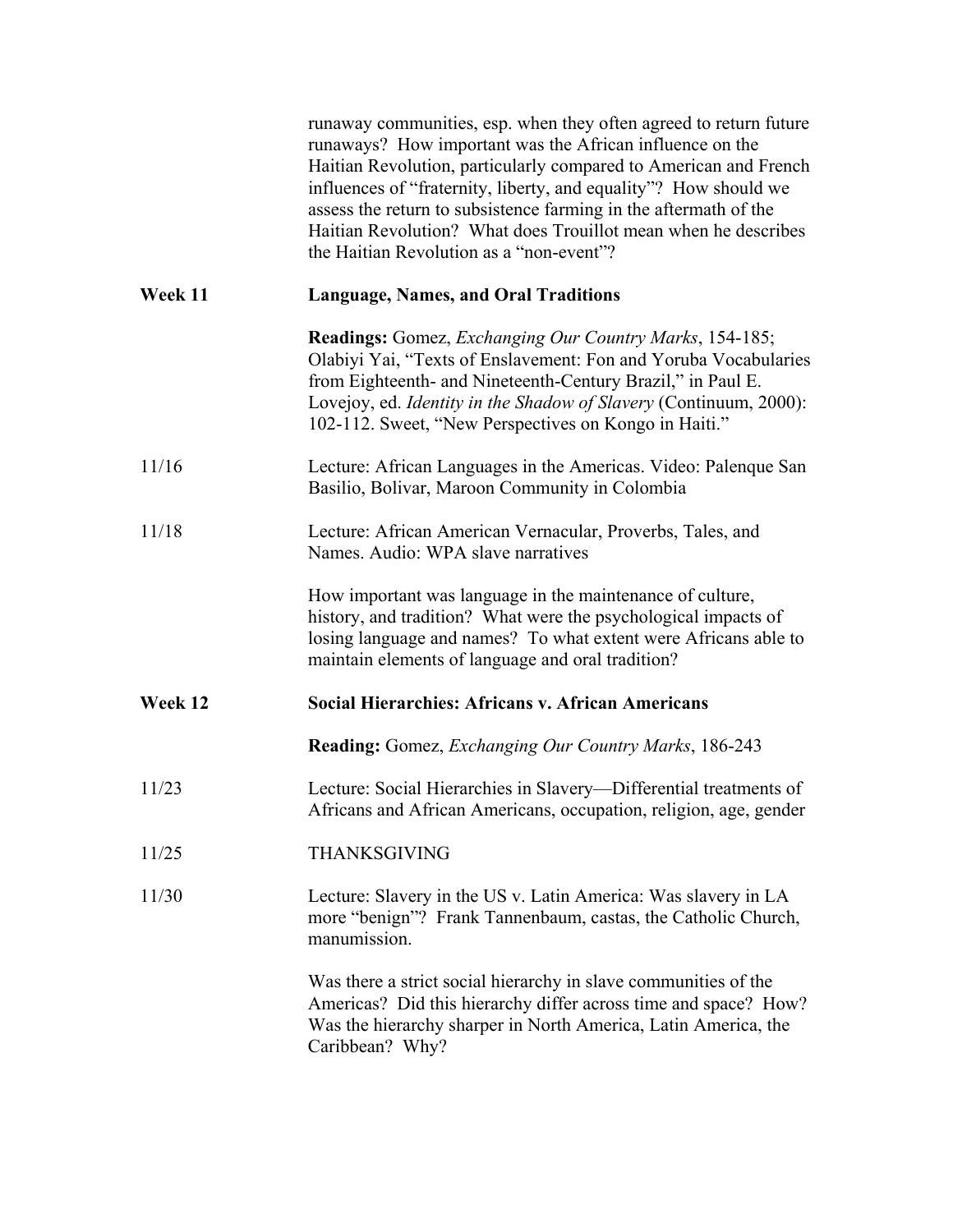runaway communities, esp. when they often agreed to return future runaways? How important was the African influence on the Haitian Revolution, particularly compared to American and French influences of "fraternity, liberty, and equality"? How should we assess the return to subsistence farming in the aftermath of the Haitian Revolution? What does Trouillot mean when he describes the Haitian Revolution as a "non-event"?

## Week 11 — Language, Names, and Oral Traditions

**Readings:** Gomez, *Exchanging Our Country Marks*, 154-185; Olabiyi Yai, "Texts of Enslavement: Fon and Yoruba Vocabularies from Eighteenth- and Nineteenth-Century Brazil," in Paul E. Lovejoy, ed. *Identity in the Shadow of Slavery* (Continuum, 2000): 102-112. Sweet, "New Perspectives on Kongo in Haiti."

11/16 — Lecture: African Languages in the Americas. Video: Palenque San Basilio, Bolivar, Maroon Community in Colombia

11/18 — Lecture: African American Vernacular, Proverbs, Tales, and Names. Audio: WPA slave narratives

How important was language in the maintenance of culture, history, and tradition? What were the psychological impacts of losing language and names? To what extent were Africans able to maintain elements of language and oral tradition?

## Week 12 — Social Hierarchies: Africans v. African Americans

**Reading:** Gomez, *Exchanging Our Country Marks*, 186-243

11/23 — Lecture: Social Hierarchies in Slavery—Differential treatments of Africans and African Americans, occupation, religion, age, gender

11/25 — THANKSGIVING

11/30 — Lecture: Slavery in the US v. Latin America: Was slavery in LA more "benign"? Frank Tannenbaum, castas, the Catholic Church, manumission.

Was there a strict social hierarchy in slave communities of the Americas? Did this hierarchy differ across time and space? How? Was the hierarchy sharper in North America, Latin America, the Caribbean? Why?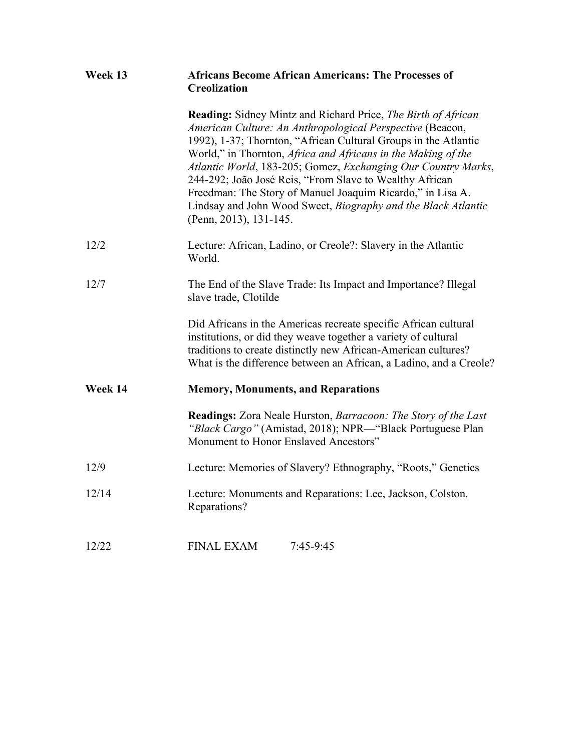**Week 13** **Africans Become African Americans: The Processes of Creolization**

**Reading:** Sidney Mintz and Richard Price, *The Birth of African American Culture: An Anthropological Perspective* (Beacon, 1992), 1-37; Thornton, "African Cultural Groups in the Atlantic World," in Thornton, *Africa and Africans in the Making of the Atlantic World*, 183-205; Gomez, *Exchanging Our Country Marks*, 244-292; João José Reis, "From Slave to Wealthy African Freedman: The Story of Manuel Joaquim Ricardo," in Lisa A. Lindsay and John Wood Sweet, *Biography and the Black Atlantic* (Penn, 2013), 131-145.

12/2 Lecture: African, Ladino, or Creole?: Slavery in the Atlantic World.

12/7 The End of the Slave Trade: Its Impact and Importance? Illegal slave trade, Clotilde

Did Africans in the Americas recreate specific African cultural institutions, or did they weave together a variety of cultural traditions to create distinctly new African-American cultures? What is the difference between an African, a Ladino, and a Creole?

**Week 14** **Memory, Monuments, and Reparations**

**Readings:** Zora Neale Hurston, *Barracoon: The Story of the Last "Black Cargo"* (Amistad, 2018); NPR—"Black Portuguese Plan Monument to Honor Enslaved Ancestors"

12/9 Lecture: Memories of Slavery? Ethnography, "Roots," Genetics

12/14 Lecture: Monuments and Reparations: Lee, Jackson, Colston. Reparations?

12/22 FINAL EXAM 7:45-9:45